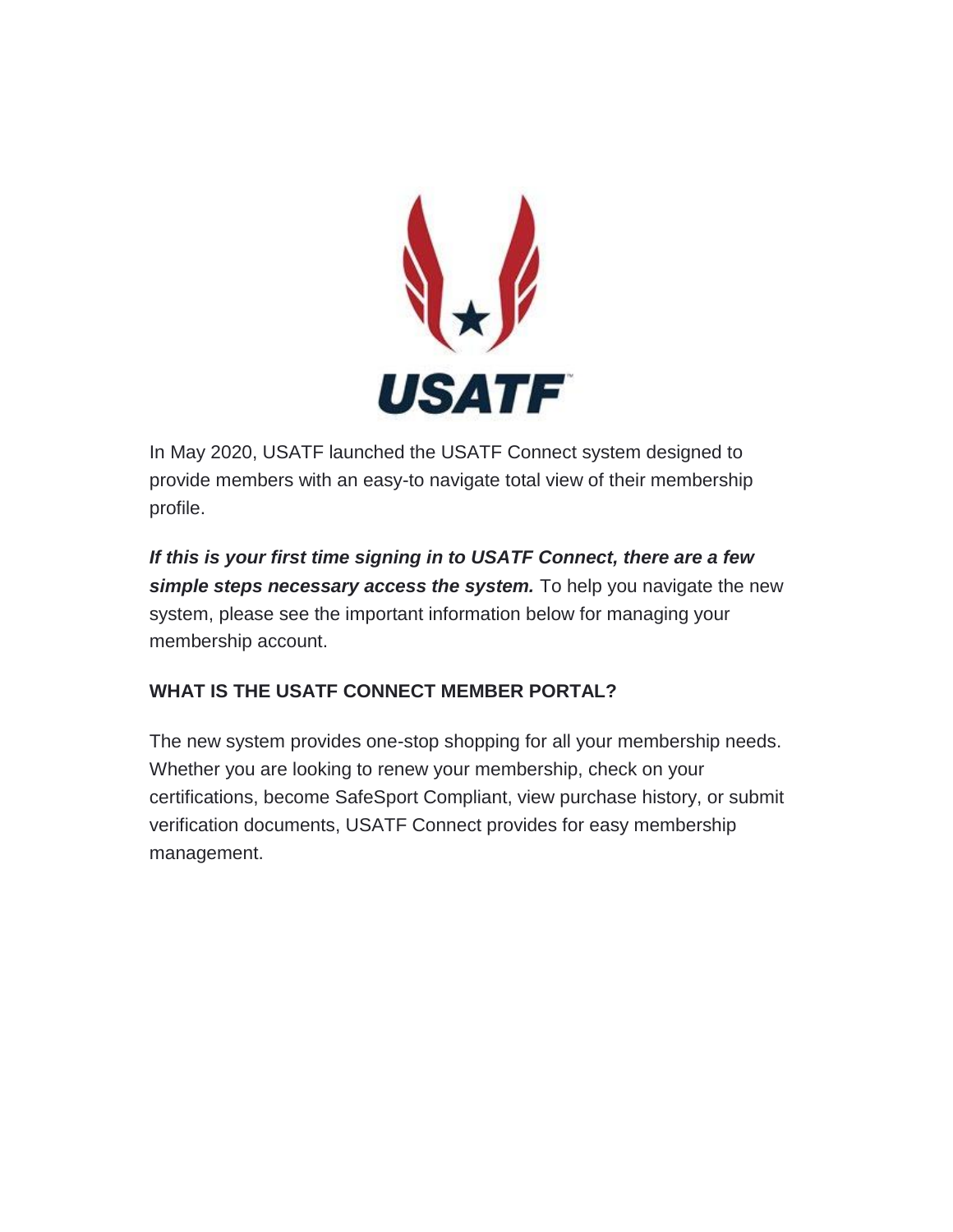In May 2020, USATF launched the USATF Connect system designed to provide members with an easy-to navigate total view of their membership profile.

***If this is your first time signing in to USATF Connect, there are a few simple steps necessary access the system.*** To help you navigate the new system, please see the important information below for managing your membership account.

## WHAT IS THE USATF CONNECT MEMBER PORTAL?

The new system provides one-stop shopping for all your membership needs. Whether you are looking to renew your membership, check on your certifications, become SafeSport Compliant, view purchase history, or submit verification documents, USATF Connect provides for easy membership management.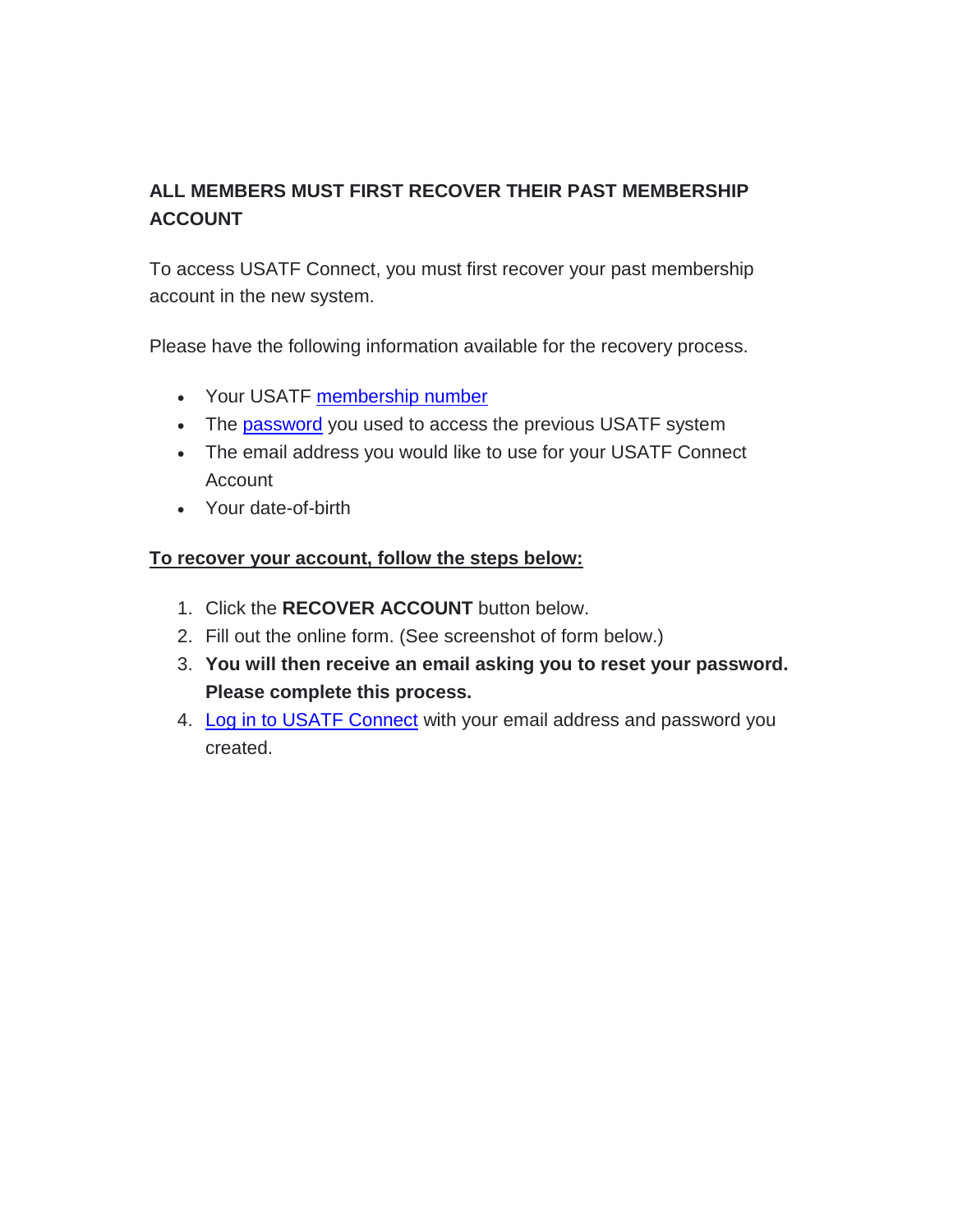**ALL MEMBERS MUST FIRST RECOVER THEIR PAST MEMBERSHIP ACCOUNT**

To access USATF Connect, you must first recover your past membership account in the new system.

Please have the following information available for the recovery process.

- Your USATF membership number
- The password you used to access the previous USATF system
- The email address you would like to use for your USATF Connect Account
- Your date-of-birth

**To recover your account, follow the steps below:**

1. Click the **RECOVER ACCOUNT** button below.
2. Fill out the online form. (See screenshot of form below.)
3. **You will then receive an email asking you to reset your password. Please complete this process.**
4. Log in to USATF Connect with your email address and password you created.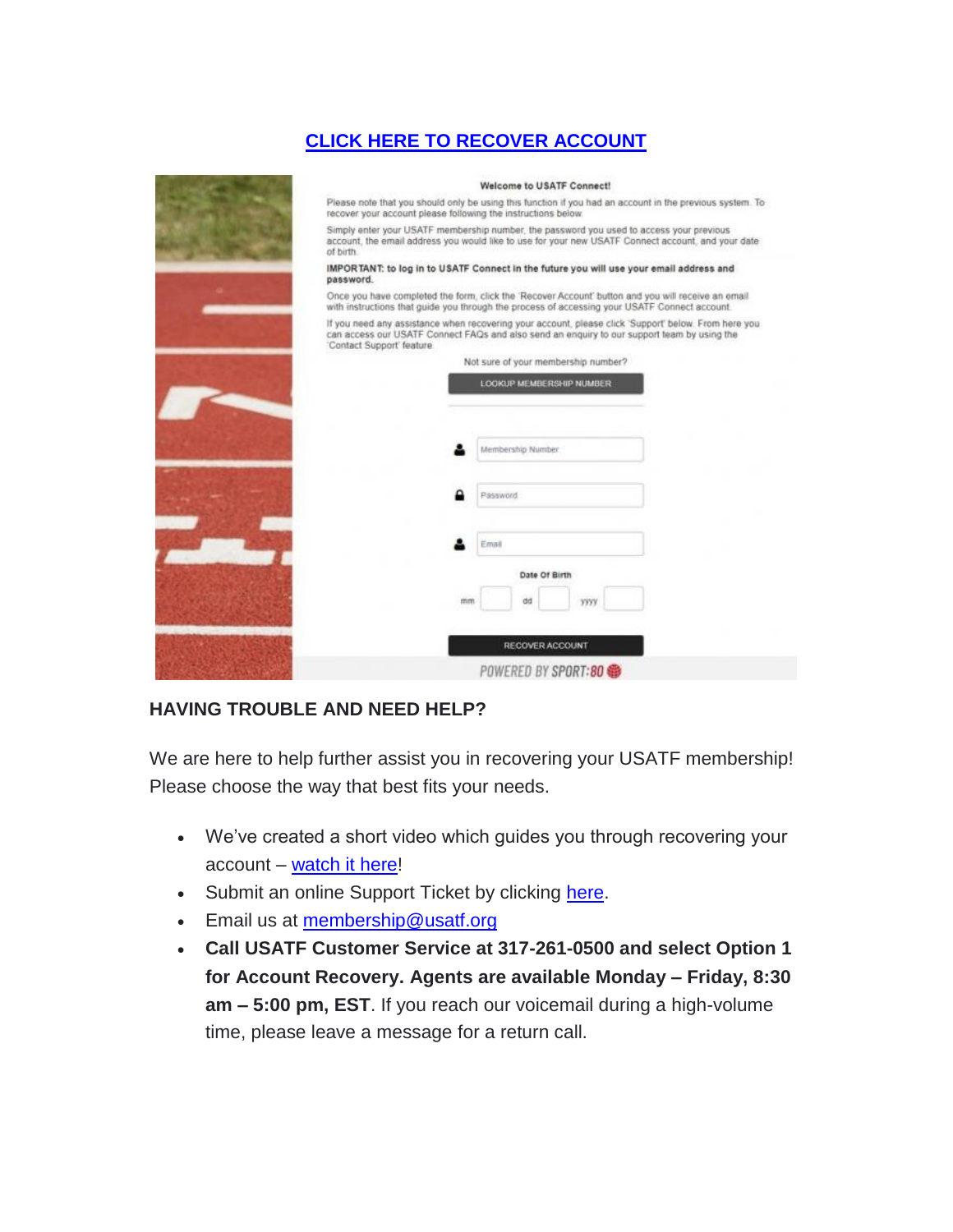**CLICK HERE TO RECOVER ACCOUNT**

Welcome to USATF Connect!

Please note that you should only be using this function if you had an account in the previous system. To recover your account please following the instructions below.

Simply enter your USATF membership number, the password you used to access your previous account, the email address you would like to use for your new USATF Connect account, and your date of birth.

**IMPORTANT: to log in to USATF Connect in the future you will use your email address and password.**

Once you have completed the form, click the 'Recover Account' button and you will receive an email with instructions that guide you through the process of accessing your USATF Connect account.

If you need any assistance when recovering your account, please click 'Support' below. From here you can access our USATF Connect FAQs and also send an enquiry to our support team by using the 'Contact Support' feature.

Not sure of your membership number?

LOOKUP MEMBERSHIP NUMBER

Membership Number

Password

Email

Date Of Birth

mm dd yyyy

RECOVER ACCOUNT

POWERED BY SPORT:80

**HAVING TROUBLE AND NEED HELP?**

We are here to help further assist you in recovering your USATF membership! Please choose the way that best fits your needs.

- We've created a short video which guides you through recovering your account – watch it here!
- Submit an online Support Ticket by clicking here.
- Email us at membership@usatf.org
- **Call USATF Customer Service at 317-261-0500 and select Option 1 for Account Recovery. Agents are available Monday – Friday, 8:30 am – 5:00 pm, EST**. If you reach our voicemail during a high-volume time, please leave a message for a return call.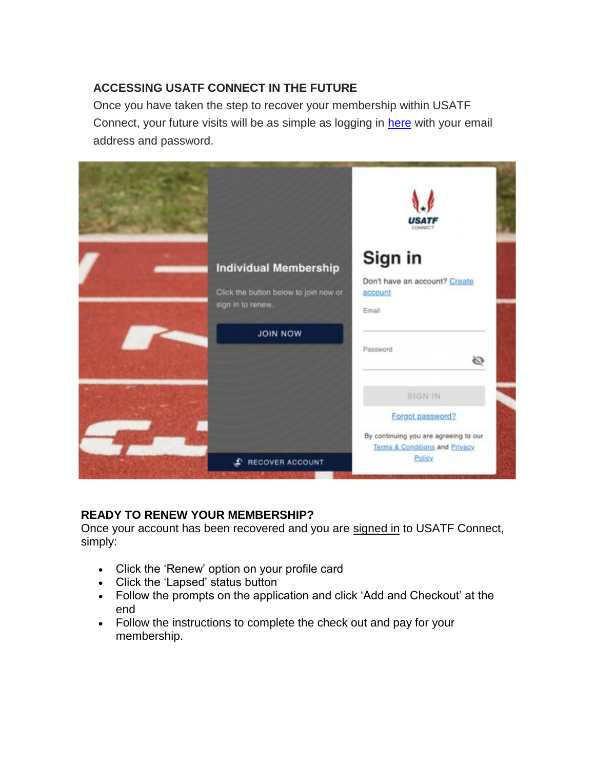**ACCESSING USATF CONNECT IN THE FUTURE**

Once you have taken the step to recover your membership within USATF Connect, your future visits will be as simple as logging in here with your email address and password.

**READY TO RENEW YOUR MEMBERSHIP?**

Once your account has been recovered and you are signed in to USATF Connect, simply:

- Click the 'Renew' option on your profile card
- Click the 'Lapsed' status button
- Follow the prompts on the application and click 'Add and Checkout' at the end
- Follow the instructions to complete the check out and pay for your membership.